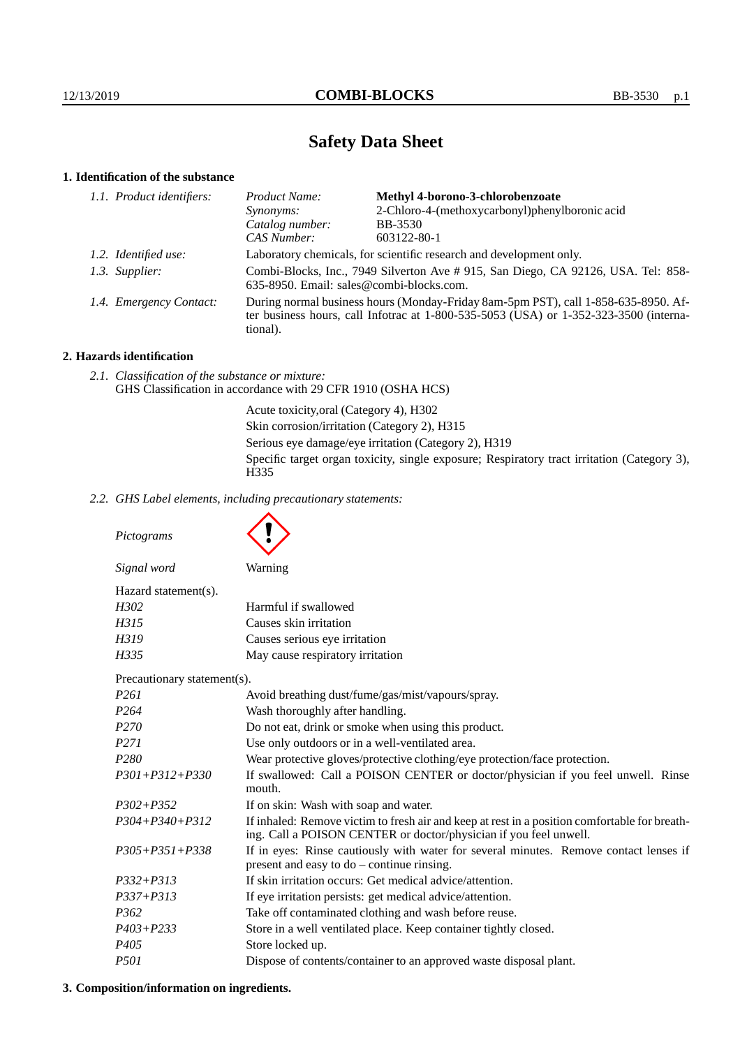# Safety Data Sheet

## 1. Identification of the substance

| | | |
|---|---|---|
| *1.1. Product identifiers:* | *Product Name:* | **Methyl 4-borono-3-chlorobenzoate** |
| | *Synonyms:* | 2-Chloro-4-(methoxycarbonyl)phenylboronic acid |
| | *Catalog number:* | BB-3530 |
| | *CAS Number:* | 603122-80-1 |
| *1.2. Identified use:* | Laboratory chemicals, for scientific research and development only. | |
| *1.3. Supplier:* | Combi-Blocks, Inc., 7949 Silverton Ave # 915, San Diego, CA 92126, USA. Tel: 858-635-8950. Email: sales@combi-blocks.com. | |
| *1.4. Emergency Contact:* | During normal business hours (Monday-Friday 8am-5pm PST), call 1-858-635-8950. After business hours, call Infotrac at 1-800-535-5053 (USA) or 1-352-323-3500 (international). | |

## 2. Hazards identification

*2.1. Classification of the substance or mixture:*
GHS Classification in accordance with 29 CFR 1910 (OSHA HCS)

Acute toxicity,oral (Category 4), H302
Skin corrosion/irritation (Category 2), H315
Serious eye damage/eye irritation (Category 2), H319
Specific target organ toxicity, single exposure; Respiratory tract irritation (Category 3), H335

*2.2. GHS Label elements, including precautionary statements:*

*Pictograms*

*Signal word* Warning

Hazard statement(s).

| | |
|---|---|
| *H302* | Harmful if swallowed |
| *H315* | Causes skin irritation |
| *H319* | Causes serious eye irritation |
| *H335* | May cause respiratory irritation |

Precautionary statement(s).

| | |
|---|---|
| *P261* | Avoid breathing dust/fume/gas/mist/vapours/spray. |
| *P264* | Wash thoroughly after handling. |
| *P270* | Do not eat, drink or smoke when using this product. |
| *P271* | Use only outdoors or in a well-ventilated area. |
| *P280* | Wear protective gloves/protective clothing/eye protection/face protection. |
| *P301+P312+P330* | If swallowed: Call a POISON CENTER or doctor/physician if you feel unwell. Rinse mouth. |
| *P302+P352* | If on skin: Wash with soap and water. |
| *P304+P340+P312* | If inhaled: Remove victim to fresh air and keep at rest in a position comfortable for breathing. Call a POISON CENTER or doctor/physician if you feel unwell. |
| *P305+P351+P338* | If in eyes: Rinse cautiously with water for several minutes. Remove contact lenses if present and easy to do – continue rinsing. |
| *P332+P313* | If skin irritation occurs: Get medical advice/attention. |
| *P337+P313* | If eye irritation persists: get medical advice/attention. |
| *P362* | Take off contaminated clothing and wash before reuse. |
| *P403+P233* | Store in a well ventilated place. Keep container tightly closed. |
| *P405* | Store locked up. |
| *P501* | Dispose of contents/container to an approved waste disposal plant. |

## 3. Composition/information on ingredients.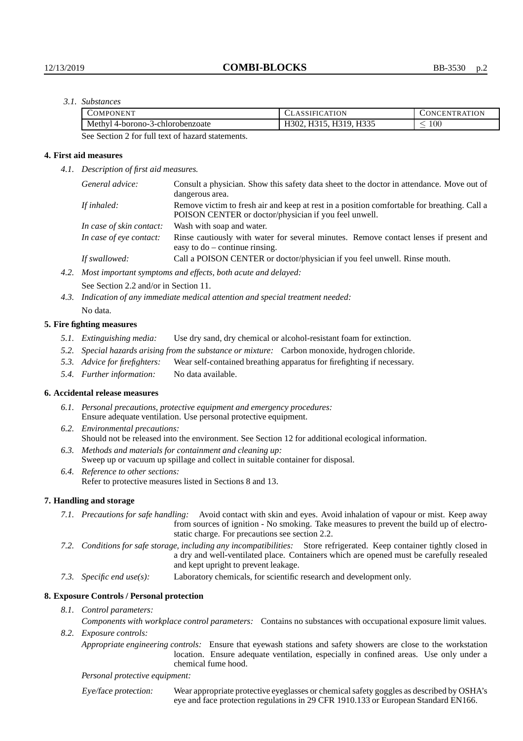*3.1. Substances*

| Component | Classification | Concentration |
| --- | --- | --- |
| Methyl 4-borono-3-chlorobenzoate | H302, H315, H319, H335 | $\leq 100$ |

See Section 2 for full text of hazard statements.

## 4. First aid measures

*4.1. Description of first aid measures.*

*General advice:* Consult a physician. Show this safety data sheet to the doctor in attendance. Move out of dangerous area.

*If inhaled:* Remove victim to fresh air and keep at rest in a position comfortable for breathing. Call a POISON CENTER or doctor/physician if you feel unwell.

*In case of skin contact:* Wash with soap and water.

*In case of eye contact:* Rinse cautiously with water for several minutes. Remove contact lenses if present and easy to do – continue rinsing.

*If swallowed:* Call a POISON CENTER or doctor/physician if you feel unwell. Rinse mouth.

*4.2. Most important symptoms and effects, both acute and delayed:*

See Section 2.2 and/or in Section 11.

*4.3. Indication of any immediate medical attention and special treatment needed:*

No data.

## 5. Fire fighting measures

*5.1. Extinguishing media:* Use dry sand, dry chemical or alcohol-resistant foam for extinction.

*5.2. Special hazards arising from the substance or mixture:* Carbon monoxide, hydrogen chloride.

*5.3. Advice for firefighters:* Wear self-contained breathing apparatus for firefighting if necessary.

*5.4. Further information:* No data available.

## 6. Accidental release measures

*6.1. Personal precautions, protective equipment and emergency procedures:*
Ensure adequate ventilation. Use personal protective equipment.

*6.2. Environmental precautions:*
Should not be released into the environment. See Section 12 for additional ecological information.

*6.3. Methods and materials for containment and cleaning up:*
Sweep up or vacuum up spillage and collect in suitable container for disposal.

*6.4. Reference to other sections:*
Refer to protective measures listed in Sections 8 and 13.

## 7. Handling and storage

*7.1. Precautions for safe handling:* Avoid contact with skin and eyes. Avoid inhalation of vapour or mist. Keep away from sources of ignition - No smoking. Take measures to prevent the build up of electrostatic charge. For precautions see section 2.2.

*7.2. Conditions for safe storage, including any incompatibilities:* Store refrigerated. Keep container tightly closed in a dry and well-ventilated place. Containers which are opened must be carefully resealed and kept upright to prevent leakage.

*7.3. Specific end use(s):* Laboratory chemicals, for scientific research and development only.

## 8. Exposure Controls / Personal protection

*8.1. Control parameters:*

*Components with workplace control parameters:* Contains no substances with occupational exposure limit values.

*8.2. Exposure controls:*

*Appropriate engineering controls:* Ensure that eyewash stations and safety showers are close to the workstation location. Ensure adequate ventilation, especially in confined areas. Use only under a chemical fume hood.

*Personal protective equipment:*

*Eye/face protection:* Wear appropriate protective eyeglasses or chemical safety goggles as described by OSHA's eye and face protection regulations in 29 CFR 1910.133 or European Standard EN166.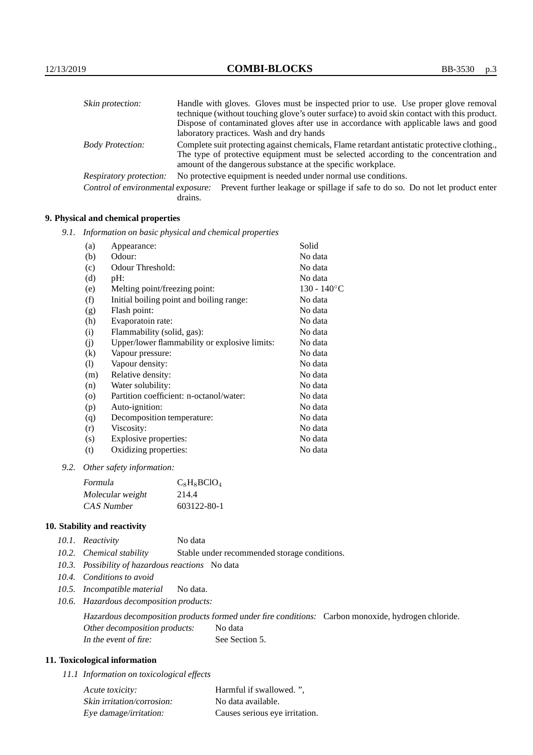| | |
|---|---|
| *Skin protection:* | Handle with gloves. Gloves must be inspected prior to use. Use proper glove removal technique (without touching glove's outer surface) to avoid skin contact with this product. Dispose of contaminated gloves after use in accordance with applicable laws and good laboratory practices. Wash and dry hands |
| *Body Protection:* | Complete suit protecting against chemicals, Flame retardant antistatic protective clothing., The type of protective equipment must be selected according to the concentration and amount of the dangerous substance at the specific workplace. |
| *Respiratory protection:* | No protective equipment is needed under normal use conditions. |
| *Control of environmental exposure:* | Prevent further leakage or spillage if safe to do so. Do not let product enter drains. |

## 9. Physical and chemical properties

*9.1. Information on basic physical and chemical properties*

| | | |
|---|---|---|
| (a) | Appearance: | Solid |
| (b) | Odour: | No data |
| (c) | Odour Threshold: | No data |
| (d) | pH: | No data |
| (e) | Melting point/freezing point: | 130 - 140°C |
| (f) | Initial boiling point and boiling range: | No data |
| (g) | Flash point: | No data |
| (h) | Evaporatoin rate: | No data |
| (i) | Flammability (solid, gas): | No data |
| (j) | Upper/lower flammability or explosive limits: | No data |
| (k) | Vapour pressure: | No data |
| (l) | Vapour density: | No data |
| (m) | Relative density: | No data |
| (n) | Water solubility: | No data |
| (o) | Partition coefficient: n-octanol/water: | No data |
| (p) | Auto-ignition: | No data |
| (q) | Decomposition temperature: | No data |
| (r) | Viscosity: | No data |
| (s) | Explosive properties: | No data |
| (t) | Oxidizing properties: | No data |

*9.2. Other safety information:*

| | |
|---|---|
| *Formula* | $C_8H_8BClO_4$ |
| *Molecular weight* | 214.4 |
| *CAS Number* | 603122-80-1 |

## 10. Stability and reactivity

*10.1. Reactivity* No data

*10.2. Chemical stability* Stable under recommended storage conditions.

*10.3. Possibility of hazardous reactions* No data

*10.4. Conditions to avoid*

*10.5. Incompatible material* No data.

*10.6. Hazardous decomposition products:*

*Hazardous decomposition products formed under fire conditions:* Carbon monoxide, hydrogen chloride.

*Other decomposition products:* No data

*In the event of fire:* See Section 5.

## 11. Toxicological information

*11.1 Information on toxicological effects*

| | |
|---|---|
| *Acute toxicity:* | Harmful if swallowed. ", |
| *Skin irritation/corrosion:* | No data available. |
| *Eye damage/irritation:* | Causes serious eye irritation. |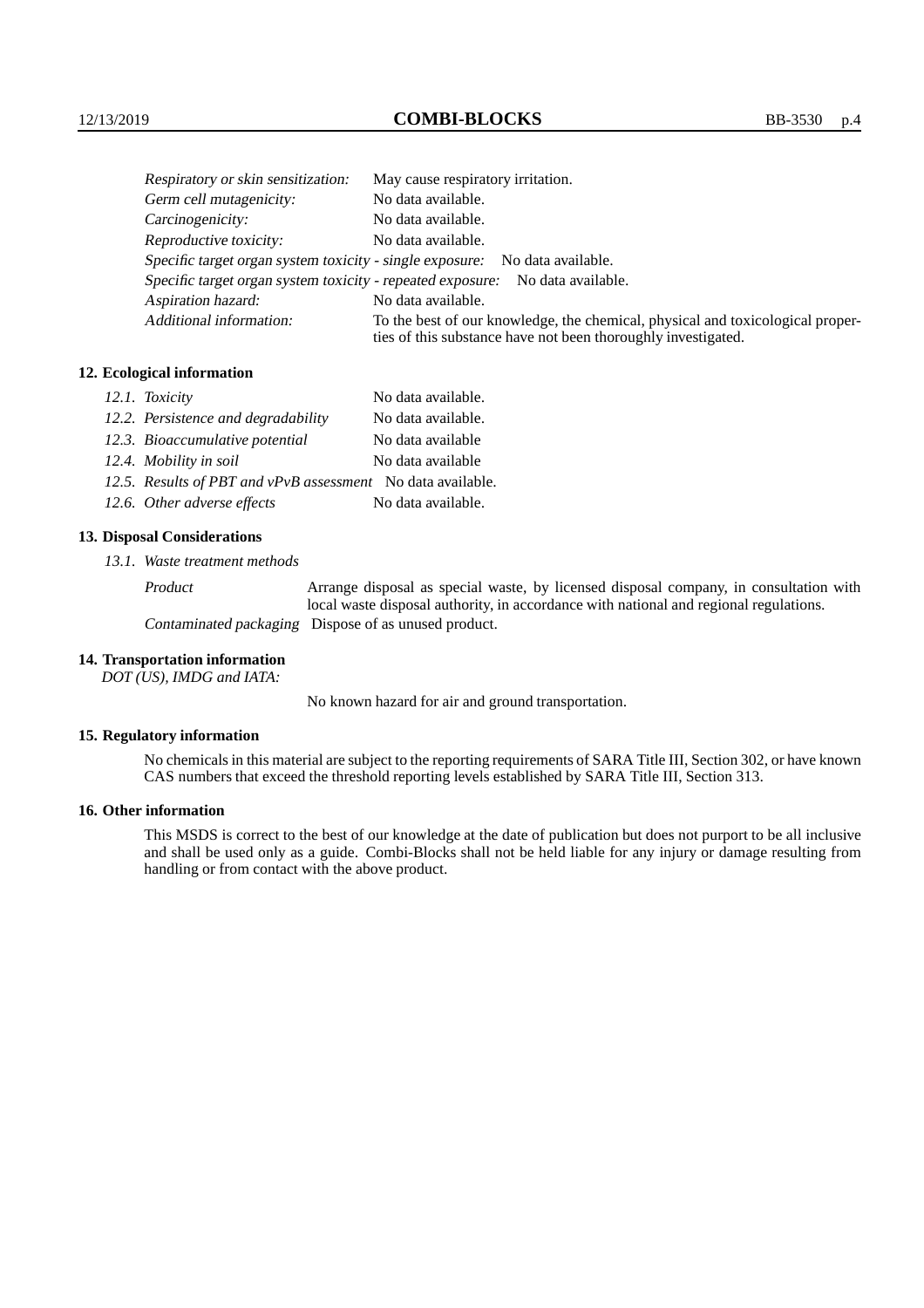| | |
|---|---|
| *Respiratory or skin sensitization:* | May cause respiratory irritation. |
| *Germ cell mutagenicity:* | No data available. |
| *Carcinogenicity:* | No data available. |
| *Reproductive toxicity:* | No data available. |
| *Specific target organ system toxicity - single exposure:* | No data available. |
| *Specific target organ system toxicity - repeated exposure:* | No data available. |
| *Aspiration hazard:* | No data available. |
| *Additional information:* | To the best of our knowledge, the chemical, physical and toxicological properties of this substance have not been thoroughly investigated. |

## 12. Ecological information

| | |
|---|---|
| *12.1. Toxicity* | No data available. |
| *12.2. Persistence and degradability* | No data available. |
| *12.3. Bioaccumulative potential* | No data available |
| *12.4. Mobility in soil* | No data available |
| *12.5. Results of PBT and vPvB assessment* | No data available. |
| *12.6. Other adverse effects* | No data available. |

## 13. Disposal Considerations

*13.1. Waste treatment methods*

| | |
|---|---|
| *Product* | Arrange disposal as special waste, by licensed disposal company, in consultation with local waste disposal authority, in accordance with national and regional regulations. |
| *Contaminated packaging* | Dispose of as unused product. |

## 14. Transportation information

*DOT (US), IMDG and IATA:*

No known hazard for air and ground transportation.

## 15. Regulatory information

No chemicals in this material are subject to the reporting requirements of SARA Title III, Section 302, or have known CAS numbers that exceed the threshold reporting levels established by SARA Title III, Section 313.

## 16. Other information

This MSDS is correct to the best of our knowledge at the date of publication but does not purport to be all inclusive and shall be used only as a guide. Combi-Blocks shall not be held liable for any injury or damage resulting from handling or from contact with the above product.